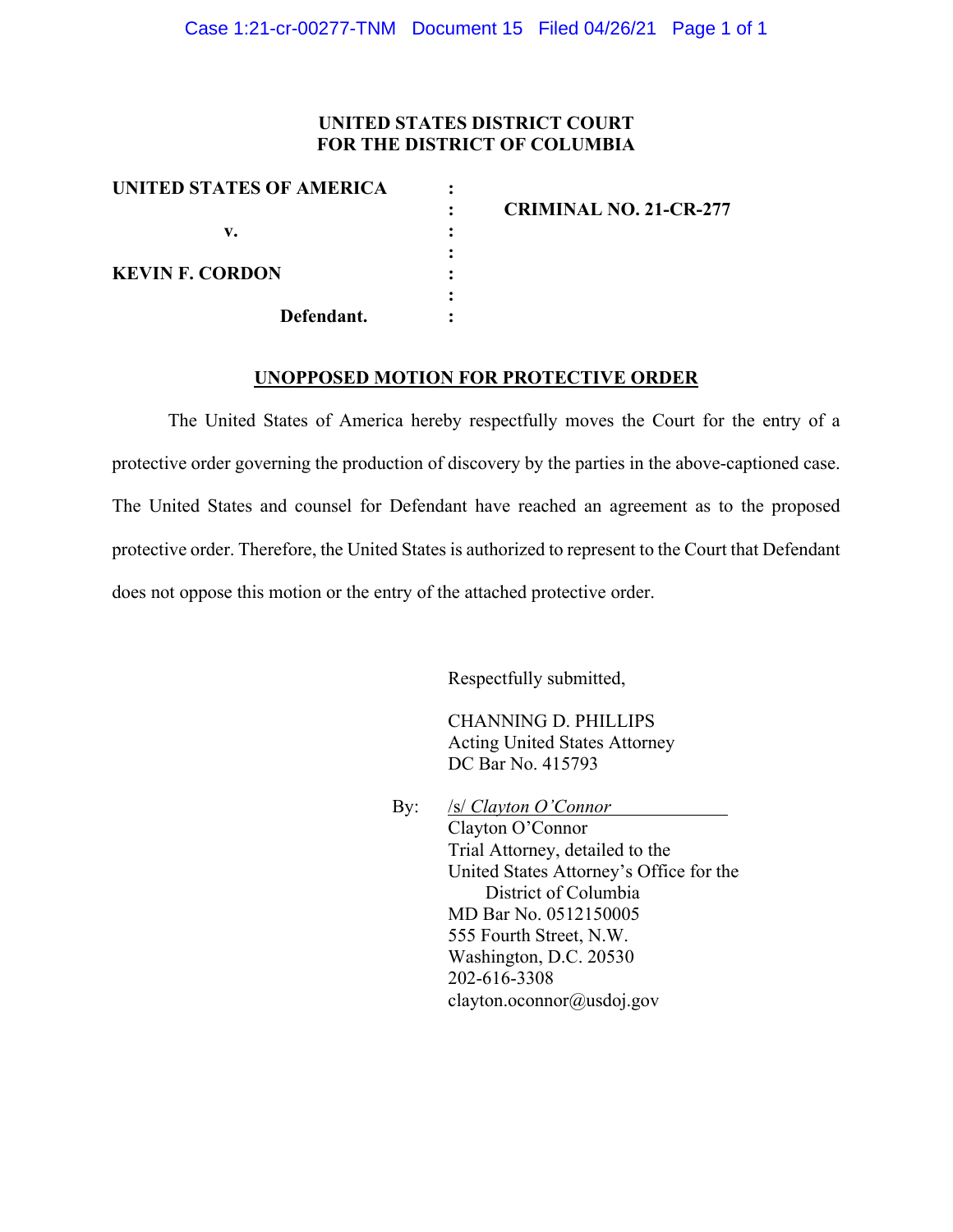**UNITED STATES DISTRICT COURT**
**FOR THE DISTRICT OF COLUMBIA**

| | | |
|---|---|---|
| **UNITED STATES OF AMERICA** | : | |
| | : | **CRIMINAL NO. 21-CR-277** |
| **v.** | : | |
| | : | |
| **KEVIN F. CORDON** | : | |
| | : | |
| **Defendant.** | : | |

## UNOPPOSED MOTION FOR PROTECTIVE ORDER

The United States of America hereby respectfully moves the Court for the entry of a protective order governing the production of discovery by the parties in the above-captioned case. The United States and counsel for Defendant have reached an agreement as to the proposed protective order. Therefore, the United States is authorized to represent to the Court that Defendant does not oppose this motion or the entry of the attached protective order.

Respectfully submitted,

CHANNING D. PHILLIPS
Acting United States Attorney
DC Bar No. 415793

By: /s/ *Clayton O'Connor*
Clayton O'Connor
Trial Attorney, detailed to the
United States Attorney's Office for the
District of Columbia
MD Bar No. 0512150005
555 Fourth Street, N.W.
Washington, D.C. 20530
202-616-3308
clayton.oconnor@usdoj.gov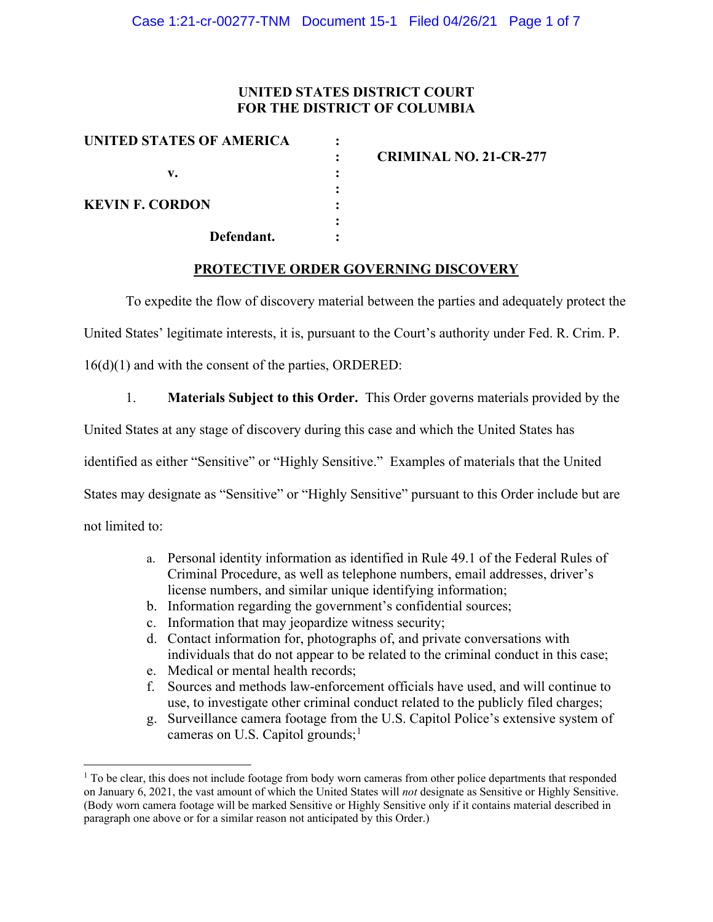**UNITED STATES DISTRICT COURT**
**FOR THE DISTRICT OF COLUMBIA**

| | | |
|---|---|---|
| **UNITED STATES OF AMERICA** | : | |
| | : | **CRIMINAL NO. 21-CR-277** |
| **v.** | : | |
| | : | |
| **KEVIN F. CORDON** | : | |
| | : | |
| **Defendant.** | : | |

**<u>PROTECTIVE ORDER GOVERNING DISCOVERY</u>**

To expedite the flow of discovery material between the parties and adequately protect the United States' legitimate interests, it is, pursuant to the Court's authority under Fed. R. Crim. P. 16(d)(1) and with the consent of the parties, ORDERED:

1. **Materials Subject to this Order.** This Order governs materials provided by the United States at any stage of discovery during this case and which the United States has identified as either "Sensitive" or "Highly Sensitive." Examples of materials that the United States may designate as "Sensitive" or "Highly Sensitive" pursuant to this Order include but are not limited to:

   a. Personal identity information as identified in Rule 49.1 of the Federal Rules of Criminal Procedure, as well as telephone numbers, email addresses, driver's license numbers, and similar unique identifying information;
   b. Information regarding the government's confidential sources;
   c. Information that may jeopardize witness security;
   d. Contact information for, photographs of, and private conversations with individuals that do not appear to be related to the criminal conduct in this case;
   e. Medical or mental health records;
   f. Sources and methods law-enforcement officials have used, and will continue to use, to investigate other criminal conduct related to the publicly filed charges;
   g. Surveillance camera footage from the U.S. Capitol Police's extensive system of cameras on U.S. Capitol grounds;[1]

[1] To be clear, this does not include footage from body worn cameras from other police departments that responded on January 6, 2021, the vast amount of which the United States will *not* designate as Sensitive or Highly Sensitive. (Body worn camera footage will be marked Sensitive or Highly Sensitive only if it contains material described in paragraph one above or for a similar reason not anticipated by this Order.)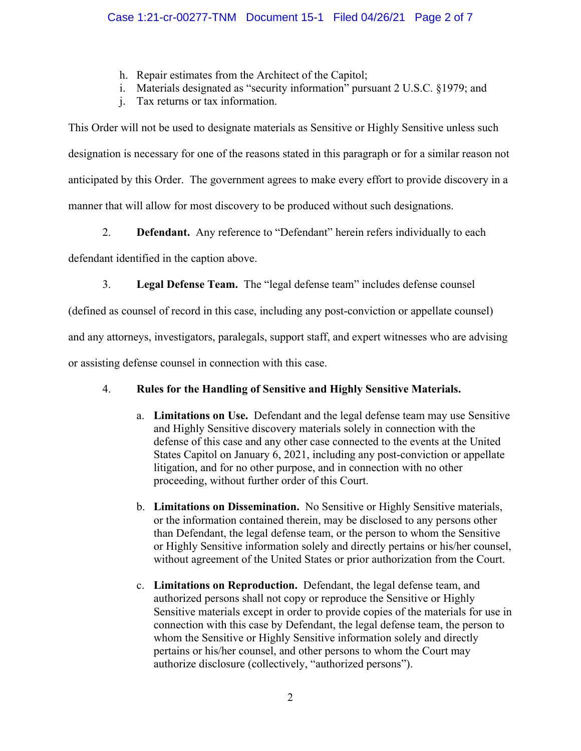h. Repair estimates from the Architect of the Capitol;
i. Materials designated as "security information" pursuant 2 U.S.C. §1979; and
j. Tax returns or tax information.

This Order will not be used to designate materials as Sensitive or Highly Sensitive unless such designation is necessary for one of the reasons stated in this paragraph or for a similar reason not anticipated by this Order. The government agrees to make every effort to provide discovery in a manner that will allow for most discovery to be produced without such designations.

2. **Defendant.** Any reference to "Defendant" herein refers individually to each defendant identified in the caption above.

3. **Legal Defense Team.** The "legal defense team" includes defense counsel (defined as counsel of record in this case, including any post-conviction or appellate counsel) and any attorneys, investigators, paralegals, support staff, and expert witnesses who are advising or assisting defense counsel in connection with this case.

4. **Rules for the Handling of Sensitive and Highly Sensitive Materials.**

   a. **Limitations on Use.** Defendant and the legal defense team may use Sensitive and Highly Sensitive discovery materials solely in connection with the defense of this case and any other case connected to the events at the United States Capitol on January 6, 2021, including any post-conviction or appellate litigation, and for no other purpose, and in connection with no other proceeding, without further order of this Court.

   b. **Limitations on Dissemination.** No Sensitive or Highly Sensitive materials, or the information contained therein, may be disclosed to any persons other than Defendant, the legal defense team, or the person to whom the Sensitive or Highly Sensitive information solely and directly pertains or his/her counsel, without agreement of the United States or prior authorization from the Court.

   c. **Limitations on Reproduction.** Defendant, the legal defense team, and authorized persons shall not copy or reproduce the Sensitive or Highly Sensitive materials except in order to provide copies of the materials for use in connection with this case by Defendant, the legal defense team, the person to whom the Sensitive or Highly Sensitive information solely and directly pertains or his/her counsel, and other persons to whom the Court may authorize disclosure (collectively, "authorized persons").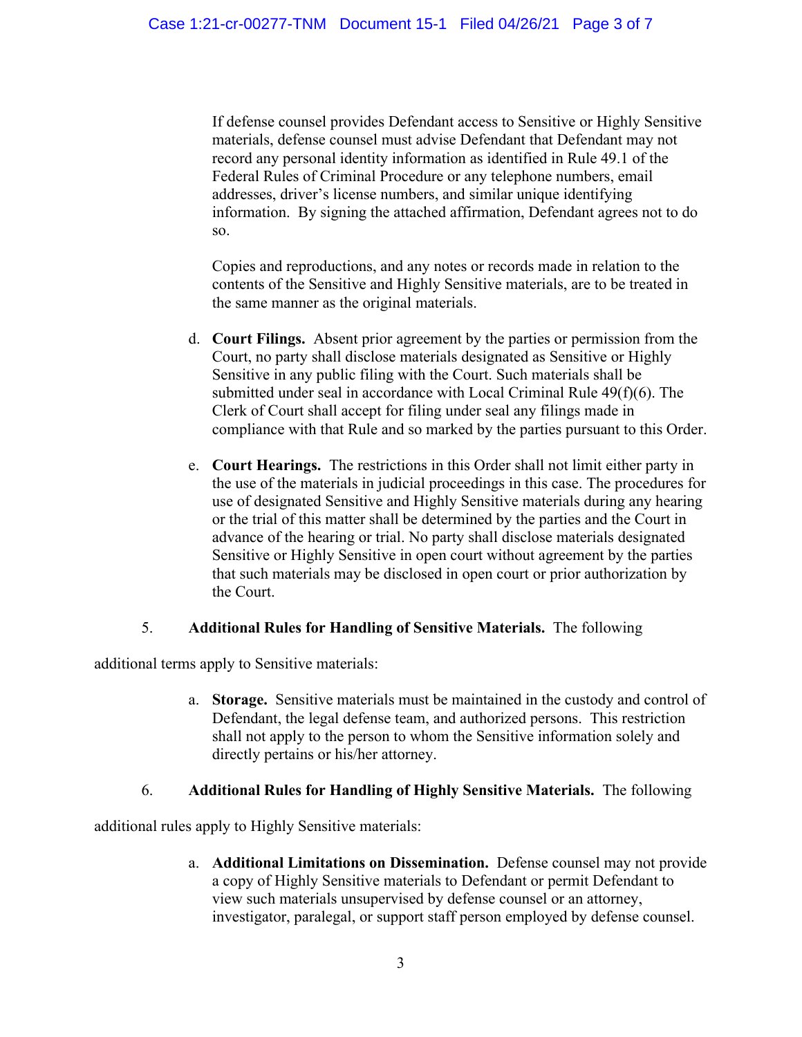If defense counsel provides Defendant access to Sensitive or Highly Sensitive materials, defense counsel must advise Defendant that Defendant may not record any personal identity information as identified in Rule 49.1 of the Federal Rules of Criminal Procedure or any telephone numbers, email addresses, driver's license numbers, and similar unique identifying information. By signing the attached affirmation, Defendant agrees not to do so.

Copies and reproductions, and any notes or records made in relation to the contents of the Sensitive and Highly Sensitive materials, are to be treated in the same manner as the original materials.

d. **Court Filings.** Absent prior agreement by the parties or permission from the Court, no party shall disclose materials designated as Sensitive or Highly Sensitive in any public filing with the Court. Such materials shall be submitted under seal in accordance with Local Criminal Rule 49(f)(6). The Clerk of Court shall accept for filing under seal any filings made in compliance with that Rule and so marked by the parties pursuant to this Order.

e. **Court Hearings.** The restrictions in this Order shall not limit either party in the use of the materials in judicial proceedings in this case. The procedures for use of designated Sensitive and Highly Sensitive materials during any hearing or the trial of this matter shall be determined by the parties and the Court in advance of the hearing or trial. No party shall disclose materials designated Sensitive or Highly Sensitive in open court without agreement by the parties that such materials may be disclosed in open court or prior authorization by the Court.

5. **Additional Rules for Handling of Sensitive Materials.** The following additional terms apply to Sensitive materials:

a. **Storage.** Sensitive materials must be maintained in the custody and control of Defendant, the legal defense team, and authorized persons. This restriction shall not apply to the person to whom the Sensitive information solely and directly pertains or his/her attorney.

6. **Additional Rules for Handling of Highly Sensitive Materials.** The following additional rules apply to Highly Sensitive materials:

a. **Additional Limitations on Dissemination.** Defense counsel may not provide a copy of Highly Sensitive materials to Defendant or permit Defendant to view such materials unsupervised by defense counsel or an attorney, investigator, paralegal, or support staff person employed by defense counsel.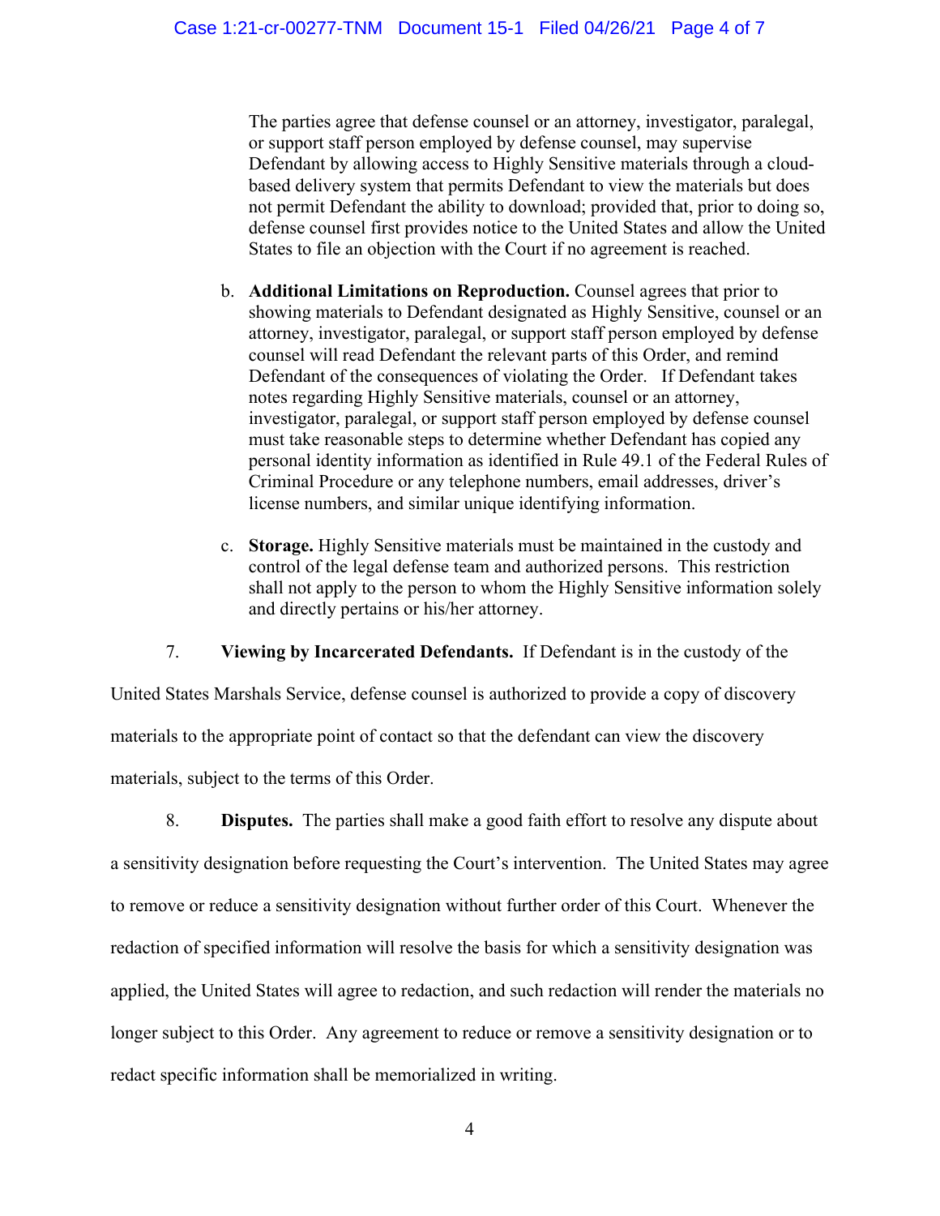The parties agree that defense counsel or an attorney, investigator, paralegal, or support staff person employed by defense counsel, may supervise Defendant by allowing access to Highly Sensitive materials through a cloud-based delivery system that permits Defendant to view the materials but does not permit Defendant the ability to download; provided that, prior to doing so, defense counsel first provides notice to the United States and allow the United States to file an objection with the Court if no agreement is reached.

b. **Additional Limitations on Reproduction.** Counsel agrees that prior to showing materials to Defendant designated as Highly Sensitive, counsel or an attorney, investigator, paralegal, or support staff person employed by defense counsel will read Defendant the relevant parts of this Order, and remind Defendant of the consequences of violating the Order. If Defendant takes notes regarding Highly Sensitive materials, counsel or an attorney, investigator, paralegal, or support staff person employed by defense counsel must take reasonable steps to determine whether Defendant has copied any personal identity information as identified in Rule 49.1 of the Federal Rules of Criminal Procedure or any telephone numbers, email addresses, driver's license numbers, and similar unique identifying information.

c. **Storage.** Highly Sensitive materials must be maintained in the custody and control of the legal defense team and authorized persons. This restriction shall not apply to the person to whom the Highly Sensitive information solely and directly pertains or his/her attorney.

7. **Viewing by Incarcerated Defendants.** If Defendant is in the custody of the United States Marshals Service, defense counsel is authorized to provide a copy of discovery materials to the appropriate point of contact so that the defendant can view the discovery materials, subject to the terms of this Order.

8. **Disputes.** The parties shall make a good faith effort to resolve any dispute about a sensitivity designation before requesting the Court's intervention. The United States may agree to remove or reduce a sensitivity designation without further order of this Court. Whenever the redaction of specified information will resolve the basis for which a sensitivity designation was applied, the United States will agree to redaction, and such redaction will render the materials no longer subject to this Order. Any agreement to reduce or remove a sensitivity designation or to redact specific information shall be memorialized in writing.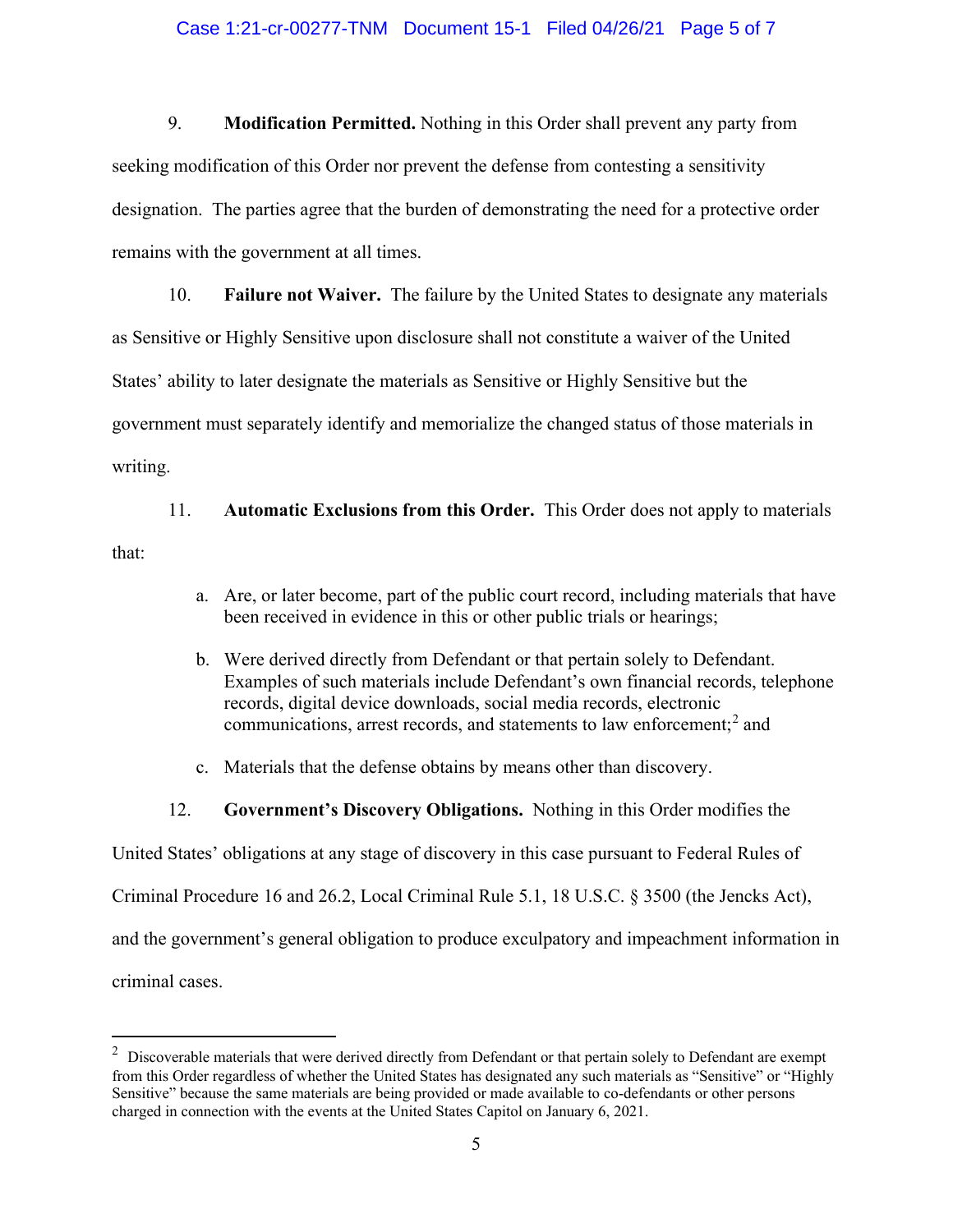9. **Modification Permitted.** Nothing in this Order shall prevent any party from seeking modification of this Order nor prevent the defense from contesting a sensitivity designation. The parties agree that the burden of demonstrating the need for a protective order remains with the government at all times.

10. **Failure not Waiver.** The failure by the United States to designate any materials as Sensitive or Highly Sensitive upon disclosure shall not constitute a waiver of the United States' ability to later designate the materials as Sensitive or Highly Sensitive but the government must separately identify and memorialize the changed status of those materials in writing.

11. **Automatic Exclusions from this Order.** This Order does not apply to materials that:

   a. Are, or later become, part of the public court record, including materials that have been received in evidence in this or other public trials or hearings;

   b. Were derived directly from Defendant or that pertain solely to Defendant. Examples of such materials include Defendant's own financial records, telephone records, digital device downloads, social media records, electronic communications, arrest records, and statements to law enforcement;[2] and

   c. Materials that the defense obtains by means other than discovery.

12. **Government's Discovery Obligations.** Nothing in this Order modifies the United States' obligations at any stage of discovery in this case pursuant to Federal Rules of Criminal Procedure 16 and 26.2, Local Criminal Rule 5.1, 18 U.S.C. § 3500 (the Jencks Act), and the government's general obligation to produce exculpatory and impeachment information in criminal cases.

---

[2] Discoverable materials that were derived directly from Defendant or that pertain solely to Defendant are exempt from this Order regardless of whether the United States has designated any such materials as "Sensitive" or "Highly Sensitive" because the same materials are being provided or made available to co-defendants or other persons charged in connection with the events at the United States Capitol on January 6, 2021.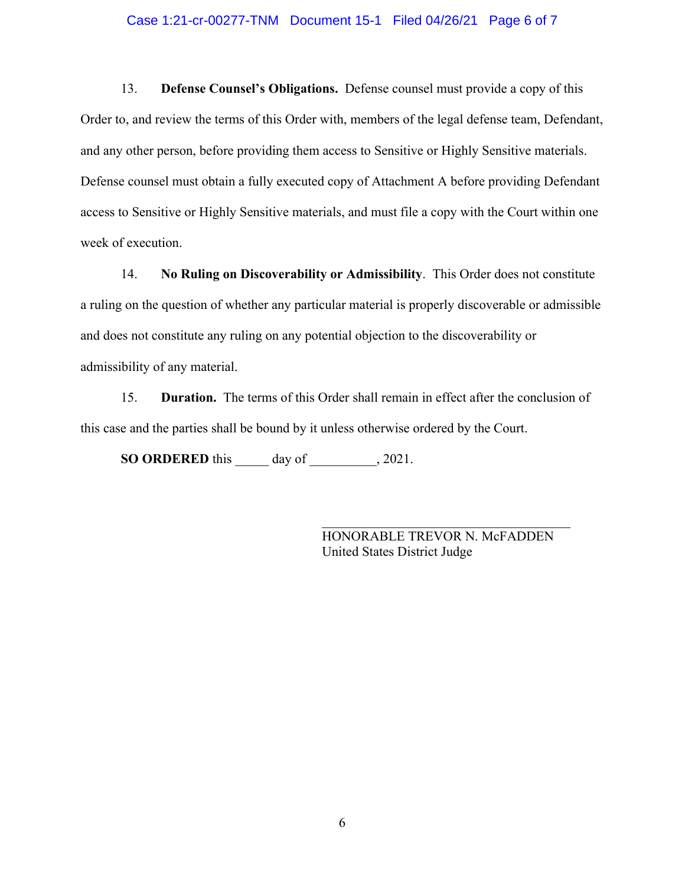13. **Defense Counsel's Obligations.** Defense counsel must provide a copy of this Order to, and review the terms of this Order with, members of the legal defense team, Defendant, and any other person, before providing them access to Sensitive or Highly Sensitive materials. Defense counsel must obtain a fully executed copy of Attachment A before providing Defendant access to Sensitive or Highly Sensitive materials, and must file a copy with the Court within one week of execution.

14. **No Ruling on Discoverability or Admissibility**. This Order does not constitute a ruling on the question of whether any particular material is properly discoverable or admissible and does not constitute any ruling on any potential objection to the discoverability or admissibility of any material.

15. **Duration.** The terms of this Order shall remain in effect after the conclusion of this case and the parties shall be bound by it unless otherwise ordered by the Court.

**SO ORDERED** this _____ day of __________, 2021.

___________________________________
HONORABLE TREVOR N. McFADDEN
United States District Judge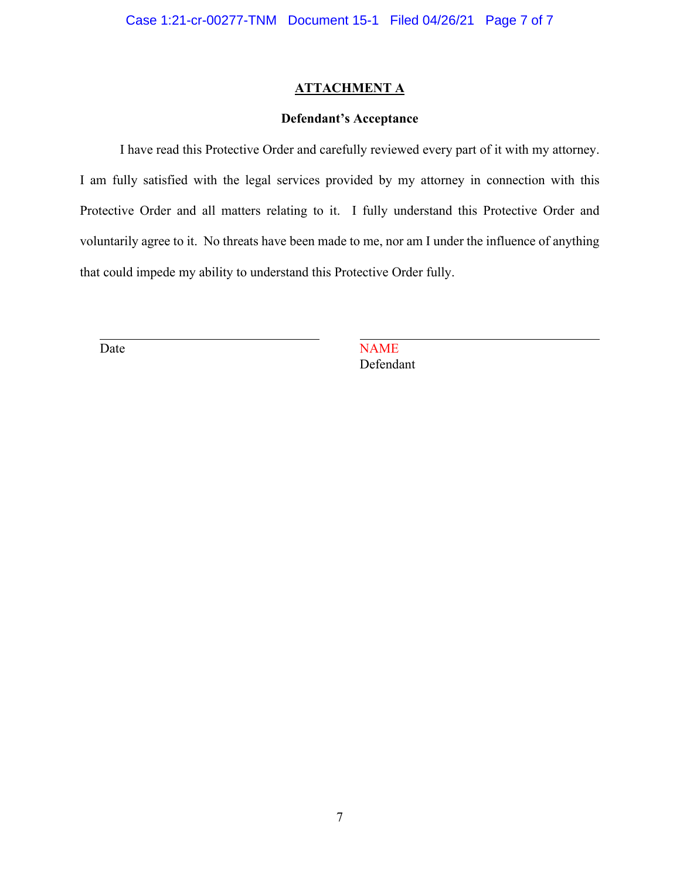## ATTACHMENT A

### Defendant's Acceptance

I have read this Protective Order and carefully reviewed every part of it with my attorney. I am fully satisfied with the legal services provided by my attorney in connection with this Protective Order and all matters relating to it. I fully understand this Protective Order and voluntarily agree to it. No threats have been made to me, nor am I under the influence of anything that could impede my ability to understand this Protective Order fully.

_______________________________
Date

_______________________________
NAME
Defendant